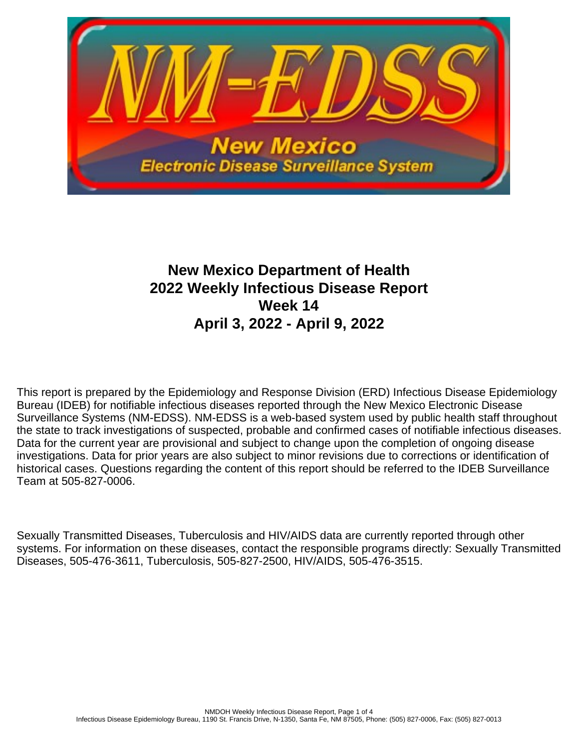# New Mexico Department of Health
# 2022 Weekly Infectious Disease Report
# Week 14
# April 3, 2022 - April 9, 2022

This report is prepared by the Epidemiology and Response Division (ERD) Infectious Disease Epidemiology Bureau (IDEB) for notifiable infectious diseases reported through the New Mexico Electronic Disease Surveillance Systems (NM-EDSS). NM-EDSS is a web-based system used by public health staff throughout the state to track investigations of suspected, probable and confirmed cases of notifiable infectious diseases. Data for the current year are provisional and subject to change upon the completion of ongoing disease investigations. Data for prior years are also subject to minor revisions due to corrections or identification of historical cases. Questions regarding the content of this report should be referred to the IDEB Surveillance Team at 505-827-0006.

Sexually Transmitted Diseases, Tuberculosis and HIV/AIDS data are currently reported through other systems. For information on these diseases, contact the responsible programs directly: Sexually Transmitted Diseases, 505-476-3611, Tuberculosis, 505-827-2500, HIV/AIDS, 505-476-3515.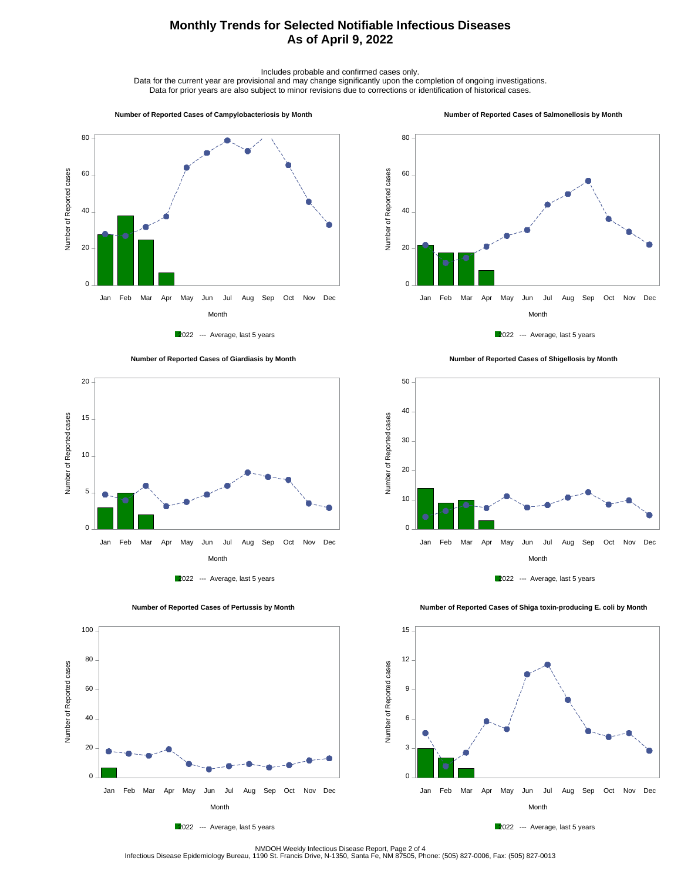# Monthly Trends for Selected Notifiable Infectious Diseases
# As of April 9, 2022

Includes probable and confirmed cases only.
Data for the current year are provisional and may change significantly upon the completion of ongoing investigations.
Data for prior years are also subject to minor revisions due to corrections or identification of historical cases.

**Number of Reported Cases of Campylobacteriosis by Month**

Number of Reported cases (0–80) by Month (Jan–Dec)

2022 --- Average, last 5 years

**Number of Reported Cases of Salmonellosis by Month**

Number of Reported cases (0–80) by Month (Jan–Dec)

2022 --- Average, last 5 years

**Number of Reported Cases of Giardiasis by Month**

Number of Reported cases (0–20) by Month (Jan–Dec)

2022 --- Average, last 5 years

**Number of Reported Cases of Shigellosis by Month**

Number of Reported cases (0–50) by Month (Jan–Dec)

2022 --- Average, last 5 years

**Number of Reported Cases of Pertussis by Month**

Number of Reported cases (0–100) by Month (Jan–Dec)

2022 --- Average, last 5 years

**Number of Reported Cases of Shiga toxin-producing E. coli by Month**

Number of Reported cases (0–15) by Month (Jan–Dec)

2022 --- Average, last 5 years

NMDOH Weekly Infectious Disease Report, Page 2 of 4
Infectious Disease Epidemiology Bureau, 1190 St. Francis Drive, N-1350, Santa Fe, NM 87505, Phone: (505) 827-0006, Fax: (505) 827-0013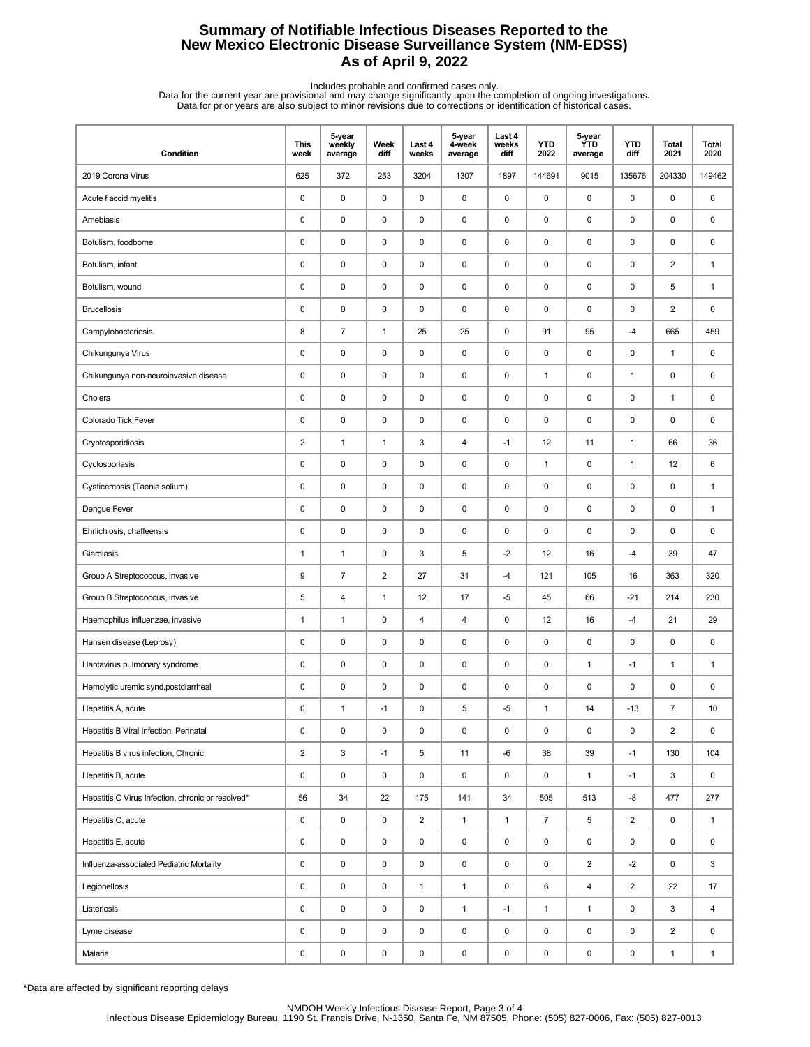# Summary of Notifiable Infectious Diseases Reported to the New Mexico Electronic Disease Surveillance System (NM-EDSS) As of April 9, 2022

Includes probable and confirmed cases only.
Data for the current year are provisional and may change significantly upon the completion of ongoing investigations.
Data for prior years are also subject to minor revisions due to corrections or identification of historical cases.

| Condition | This week | 5-year weekly average | Week diff | Last 4 weeks | 5-year 4-week average | Last 4 weeks diff | YTD 2022 | 5-year YTD average | YTD diff | Total 2021 | Total 2020 |
|---|---|---|---|---|---|---|---|---|---|---|---|
| 2019 Corona Virus | 625 | 372 | 253 | 3204 | 1307 | 1897 | 144691 | 9015 | 135676 | 204330 | 149462 |
| Acute flaccid myelitis | 0 | 0 | 0 | 0 | 0 | 0 | 0 | 0 | 0 | 0 | 0 |
| Amebiasis | 0 | 0 | 0 | 0 | 0 | 0 | 0 | 0 | 0 | 0 | 0 |
| Botulism, foodborne | 0 | 0 | 0 | 0 | 0 | 0 | 0 | 0 | 0 | 0 | 0 |
| Botulism, infant | 0 | 0 | 0 | 0 | 0 | 0 | 0 | 0 | 0 | 2 | 1 |
| Botulism, wound | 0 | 0 | 0 | 0 | 0 | 0 | 0 | 0 | 0 | 5 | 1 |
| Brucellosis | 0 | 0 | 0 | 0 | 0 | 0 | 0 | 0 | 0 | 2 | 0 |
| Campylobacteriosis | 8 | 7 | 1 | 25 | 25 | 0 | 91 | 95 | -4 | 665 | 459 |
| Chikungunya Virus | 0 | 0 | 0 | 0 | 0 | 0 | 0 | 0 | 0 | 1 | 0 |
| Chikungunya non-neuroinvasive disease | 0 | 0 | 0 | 0 | 0 | 0 | 1 | 0 | 1 | 0 | 0 |
| Cholera | 0 | 0 | 0 | 0 | 0 | 0 | 0 | 0 | 0 | 1 | 0 |
| Colorado Tick Fever | 0 | 0 | 0 | 0 | 0 | 0 | 0 | 0 | 0 | 0 | 0 |
| Cryptosporidiosis | 2 | 1 | 1 | 3 | 4 | -1 | 12 | 11 | 1 | 66 | 36 |
| Cyclosporiasis | 0 | 0 | 0 | 0 | 0 | 0 | 1 | 0 | 1 | 12 | 6 |
| Cysticercosis (Taenia solium) | 0 | 0 | 0 | 0 | 0 | 0 | 0 | 0 | 0 | 0 | 1 |
| Dengue Fever | 0 | 0 | 0 | 0 | 0 | 0 | 0 | 0 | 0 | 0 | 1 |
| Ehrlichiosis, chaffeensis | 0 | 0 | 0 | 0 | 0 | 0 | 0 | 0 | 0 | 0 | 0 |
| Giardiasis | 1 | 1 | 0 | 3 | 5 | -2 | 12 | 16 | -4 | 39 | 47 |
| Group A Streptococcus, invasive | 9 | 7 | 2 | 27 | 31 | -4 | 121 | 105 | 16 | 363 | 320 |
| Group B Streptococcus, invasive | 5 | 4 | 1 | 12 | 17 | -5 | 45 | 66 | -21 | 214 | 230 |
| Haemophilus influenzae, invasive | 1 | 1 | 0 | 4 | 4 | 0 | 12 | 16 | -4 | 21 | 29 |
| Hansen disease (Leprosy) | 0 | 0 | 0 | 0 | 0 | 0 | 0 | 0 | 0 | 0 | 0 |
| Hantavirus pulmonary syndrome | 0 | 0 | 0 | 0 | 0 | 0 | 0 | 1 | -1 | 1 | 1 |
| Hemolytic uremic synd,postdiarrheal | 0 | 0 | 0 | 0 | 0 | 0 | 0 | 0 | 0 | 0 | 0 |
| Hepatitis A, acute | 0 | 1 | -1 | 0 | 5 | -5 | 1 | 14 | -13 | 7 | 10 |
| Hepatitis B Viral Infection, Perinatal | 0 | 0 | 0 | 0 | 0 | 0 | 0 | 0 | 0 | 2 | 0 |
| Hepatitis B virus infection, Chronic | 2 | 3 | -1 | 5 | 11 | -6 | 38 | 39 | -1 | 130 | 104 |
| Hepatitis B, acute | 0 | 0 | 0 | 0 | 0 | 0 | 0 | 1 | -1 | 3 | 0 |
| Hepatitis C Virus Infection, chronic or resolved* | 56 | 34 | 22 | 175 | 141 | 34 | 505 | 513 | -8 | 477 | 277 |
| Hepatitis C, acute | 0 | 0 | 0 | 2 | 1 | 1 | 7 | 5 | 2 | 0 | 1 |
| Hepatitis E, acute | 0 | 0 | 0 | 0 | 0 | 0 | 0 | 0 | 0 | 0 | 0 |
| Influenza-associated Pediatric Mortality | 0 | 0 | 0 | 0 | 0 | 0 | 0 | 2 | -2 | 0 | 3 |
| Legionellosis | 0 | 0 | 0 | 1 | 1 | 0 | 6 | 4 | 2 | 22 | 17 |
| Listeriosis | 0 | 0 | 0 | 0 | 1 | -1 | 1 | 1 | 0 | 3 | 4 |
| Lyme disease | 0 | 0 | 0 | 0 | 0 | 0 | 0 | 0 | 0 | 2 | 0 |
| Malaria | 0 | 0 | 0 | 0 | 0 | 0 | 0 | 0 | 0 | 1 | 1 |

*Data are affected by significant reporting delays

NMDOH Weekly Infectious Disease Report, Page 3 of 4
Infectious Disease Epidemiology Bureau, 1190 St. Francis Drive, N-1350, Santa Fe, NM 87505, Phone: (505) 827-0006, Fax: (505) 827-0013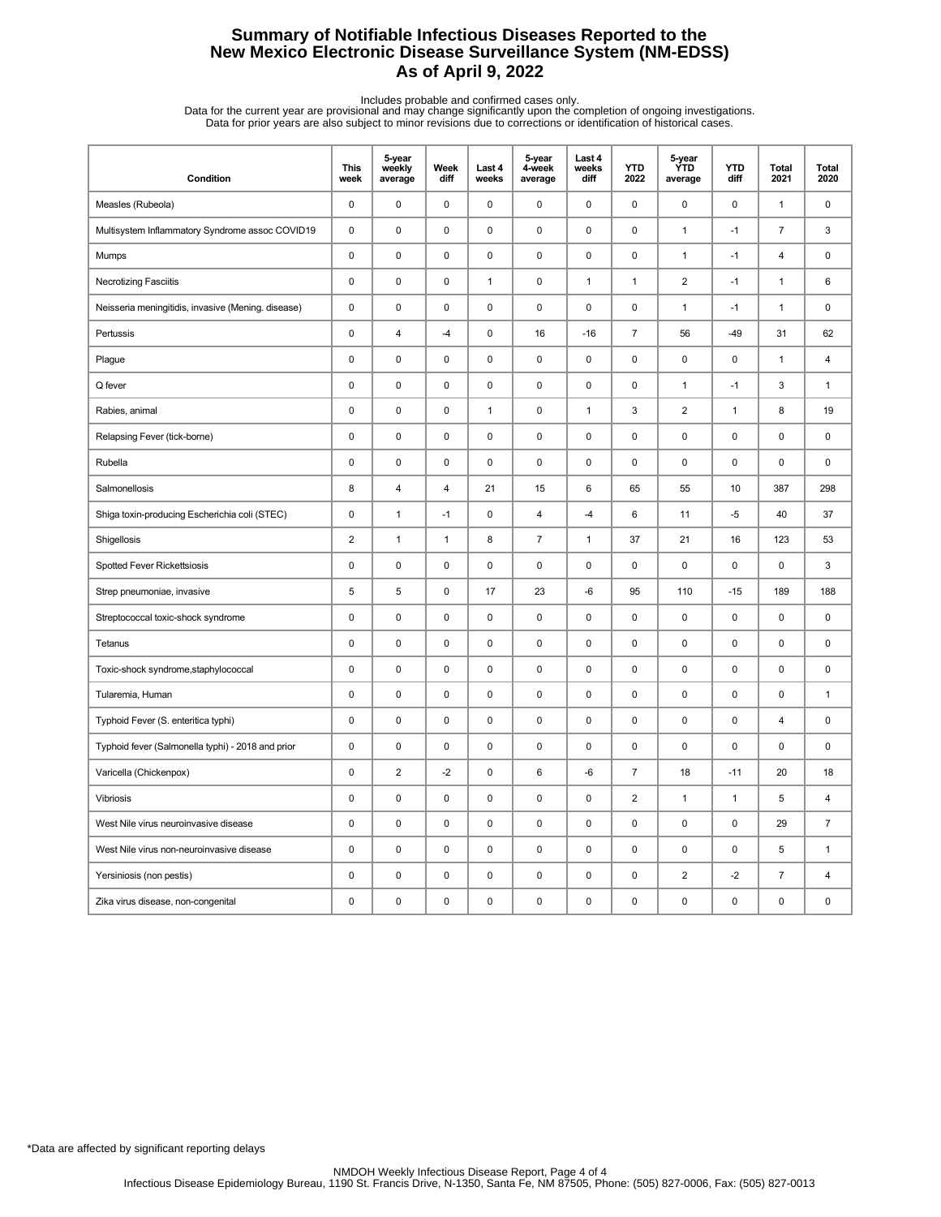# Summary of Notifiable Infectious Diseases Reported to the New Mexico Electronic Disease Surveillance System (NM-EDSS)
# As of April 9, 2022

Includes probable and confirmed cases only.
Data for the current year are provisional and may change significantly upon the completion of ongoing investigations.
Data for prior years are also subject to minor revisions due to corrections or identification of historical cases.

| Condition | This week | 5-year weekly average | Week diff | Last 4 weeks | 5-year 4-week average | Last 4 weeks diff | YTD 2022 | 5-year YTD average | YTD diff | Total 2021 | Total 2020 |
|---|---|---|---|---|---|---|---|---|---|---|---|
| Measles (Rubeola) | 0 | 0 | 0 | 0 | 0 | 0 | 0 | 0 | 0 | 1 | 0 |
| Multisystem Inflammatory Syndrome assoc COVID19 | 0 | 0 | 0 | 0 | 0 | 0 | 0 | 1 | -1 | 7 | 3 |
| Mumps | 0 | 0 | 0 | 0 | 0 | 0 | 0 | 1 | -1 | 4 | 0 |
| Necrotizing Fasciitis | 0 | 0 | 0 | 1 | 0 | 1 | 1 | 2 | -1 | 1 | 6 |
| Neisseria meningitidis, invasive (Mening. disease) | 0 | 0 | 0 | 0 | 0 | 0 | 0 | 1 | -1 | 1 | 0 |
| Pertussis | 0 | 4 | -4 | 0 | 16 | -16 | 7 | 56 | -49 | 31 | 62 |
| Plague | 0 | 0 | 0 | 0 | 0 | 0 | 0 | 0 | 0 | 1 | 4 |
| Q fever | 0 | 0 | 0 | 0 | 0 | 0 | 0 | 1 | -1 | 3 | 1 |
| Rabies, animal | 0 | 0 | 0 | 1 | 0 | 1 | 3 | 2 | 1 | 8 | 19 |
| Relapsing Fever (tick-borne) | 0 | 0 | 0 | 0 | 0 | 0 | 0 | 0 | 0 | 0 | 0 |
| Rubella | 0 | 0 | 0 | 0 | 0 | 0 | 0 | 0 | 0 | 0 | 0 |
| Salmonellosis | 8 | 4 | 4 | 21 | 15 | 6 | 65 | 55 | 10 | 387 | 298 |
| Shiga toxin-producing Escherichia coli (STEC) | 0 | 1 | -1 | 0 | 4 | -4 | 6 | 11 | -5 | 40 | 37 |
| Shigellosis | 2 | 1 | 1 | 8 | 7 | 1 | 37 | 21 | 16 | 123 | 53 |
| Spotted Fever Rickettsiosis | 0 | 0 | 0 | 0 | 0 | 0 | 0 | 0 | 0 | 0 | 3 |
| Strep pneumoniae, invasive | 5 | 5 | 0 | 17 | 23 | -6 | 95 | 110 | -15 | 189 | 188 |
| Streptococcal toxic-shock syndrome | 0 | 0 | 0 | 0 | 0 | 0 | 0 | 0 | 0 | 0 | 0 |
| Tetanus | 0 | 0 | 0 | 0 | 0 | 0 | 0 | 0 | 0 | 0 | 0 |
| Toxic-shock syndrome,staphylococcal | 0 | 0 | 0 | 0 | 0 | 0 | 0 | 0 | 0 | 0 | 0 |
| Tularemia, Human | 0 | 0 | 0 | 0 | 0 | 0 | 0 | 0 | 0 | 0 | 1 |
| Typhoid Fever (S. enteritica typhi) | 0 | 0 | 0 | 0 | 0 | 0 | 0 | 0 | 0 | 4 | 0 |
| Typhoid fever (Salmonella typhi) - 2018 and prior | 0 | 0 | 0 | 0 | 0 | 0 | 0 | 0 | 0 | 0 | 0 |
| Varicella (Chickenpox) | 0 | 2 | -2 | 0 | 6 | -6 | 7 | 18 | -11 | 20 | 18 |
| Vibriosis | 0 | 0 | 0 | 0 | 0 | 0 | 2 | 1 | 1 | 5 | 4 |
| West Nile virus neuroinvasive disease | 0 | 0 | 0 | 0 | 0 | 0 | 0 | 0 | 0 | 29 | 7 |
| West Nile virus non-neuroinvasive disease | 0 | 0 | 0 | 0 | 0 | 0 | 0 | 0 | 0 | 5 | 1 |
| Yersiniosis (non pestis) | 0 | 0 | 0 | 0 | 0 | 0 | 0 | 2 | -2 | 7 | 4 |
| Zika virus disease, non-congenital | 0 | 0 | 0 | 0 | 0 | 0 | 0 | 0 | 0 | 0 | 0 |

*Data are affected by significant reporting delays

NMDOH Weekly Infectious Disease Report
Infectious Disease Epidemiology Bureau, 1190 St. Francis Drive, N-1350, Santa Fe, NM 87505, Phone: (505) 827-0006, Fax: (505) 827-0013